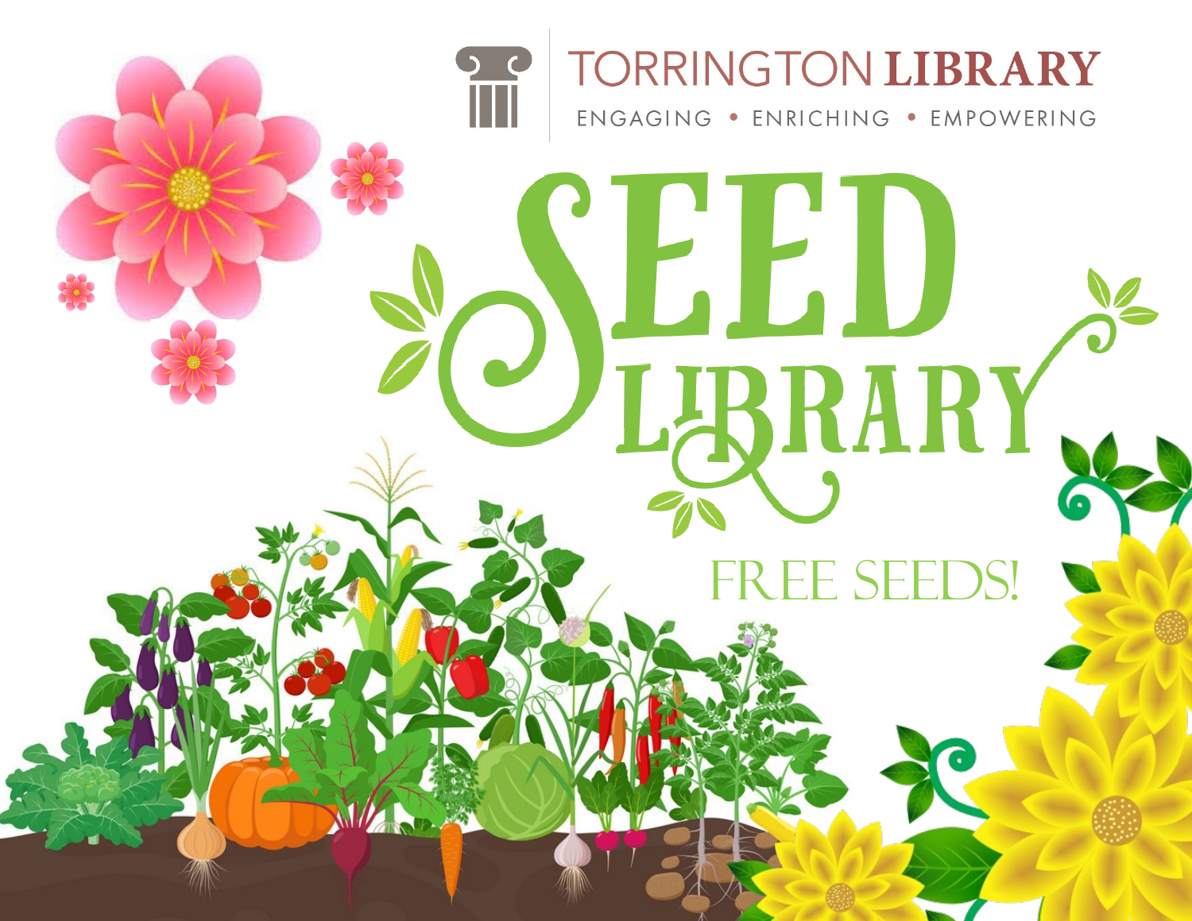TORRINGTON LIBRARY

ENGAGING • ENRICHING • EMPOWERING

# SEED LIBRARY

FREE SEEDS!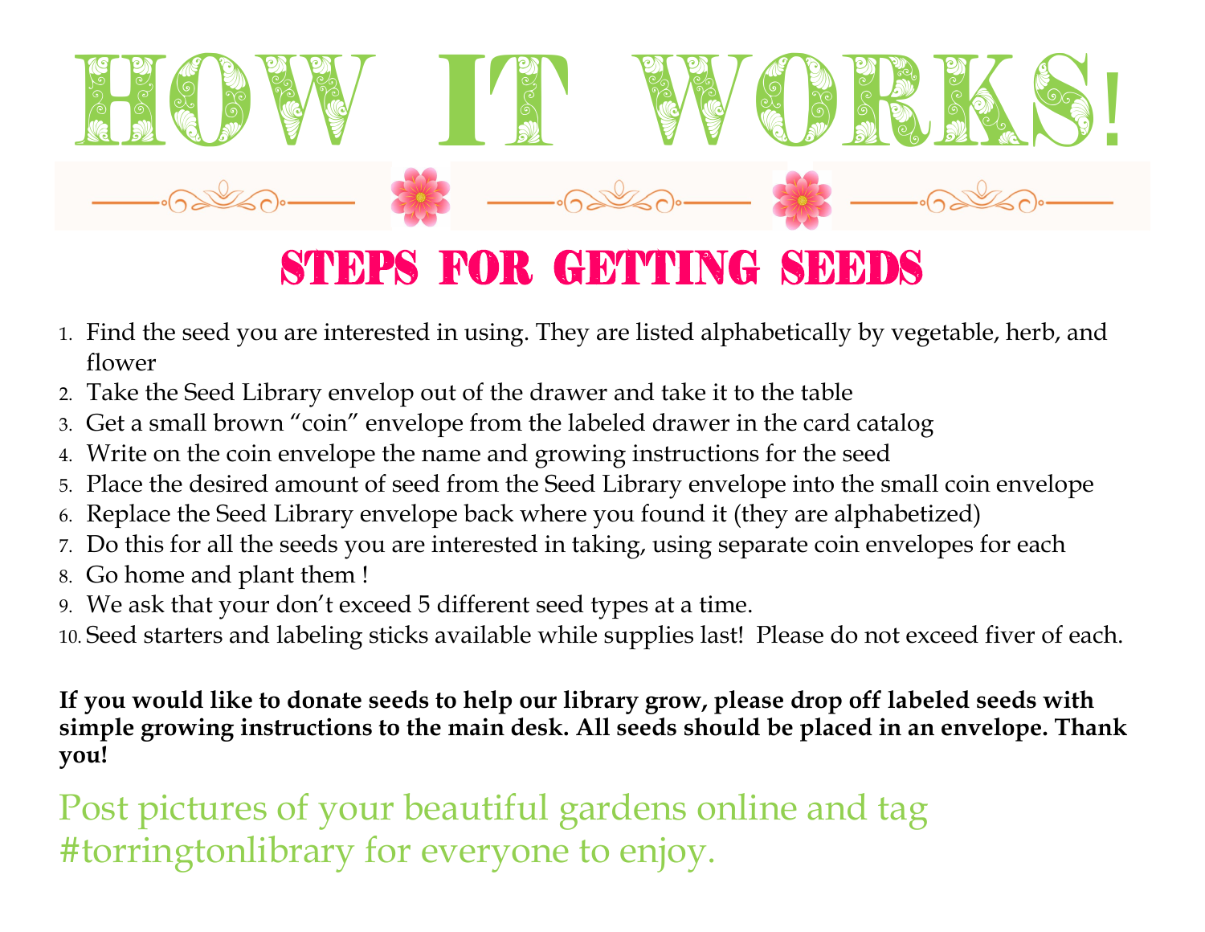# HOW IT WORKS!

## STEPS FOR GETTING SEEDS

1. Find the seed you are interested in using. They are listed alphabetically by vegetable, herb, and flower
2. Take the Seed Library envelop out of the drawer and take it to the table
3. Get a small brown "coin" envelope from the labeled drawer in the card catalog
4. Write on the coin envelope the name and growing instructions for the seed
5. Place the desired amount of seed from the Seed Library envelope into the small coin envelope
6. Replace the Seed Library envelope back where you found it (they are alphabetized)
7. Do this for all the seeds you are interested in taking, using separate coin envelopes for each
8. Go home and plant them !
9. We ask that your don't exceed 5 different seed types at a time.
10. Seed starters and labeling sticks available while supplies last! Please do not exceed fiver of each.

**If you would like to donate seeds to help our library grow, please drop off labeled seeds with simple growing instructions to the main desk. All seeds should be placed in an envelope. Thank you!**

Post pictures of your beautiful gardens online and tag #torringtonlibrary for everyone to enjoy.